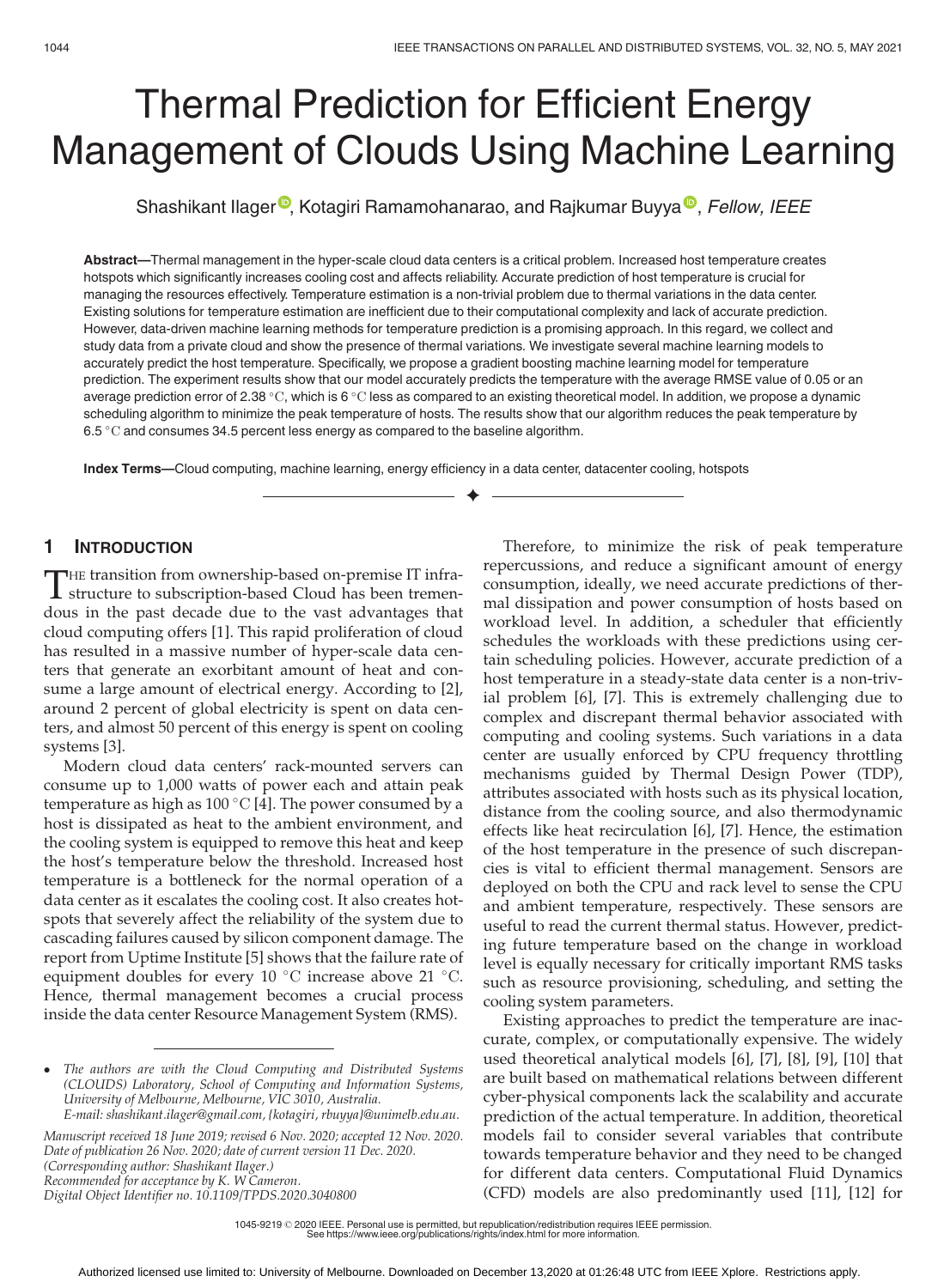# Thermal Prediction for Efficient Energy Management of Clouds Using Machine Learning

Shashikant Ilager, Kotagiri Ramamohanarao, and Rajkumar Buyya, *Fellow, IEEE*

**Abstract**—Thermal management in the hyper-scale cloud data centers is a critical problem. Increased host temperature creates hotspots which significantly increases cooling cost and affects reliability. Accurate prediction of host temperature is crucial for managing the resources effectively. Temperature estimation is a non-trivial problem due to thermal variations in the data center. Existing solutions for temperature estimation are inefficient due to their computational complexity and lack of accurate prediction. However, data-driven machine learning methods for temperature prediction is a promising approach. In this regard, we collect and study data from a private cloud and show the presence of thermal variations. We investigate several machine learning models to accurately predict the host temperature. Specifically, we propose a gradient boosting machine learning model for temperature prediction. The experiment results show that our model accurately predicts the temperature with the average RMSE value of 0.05 or an average prediction error of 2.38 $^\circ$C, which is 6 $^\circ$C less as compared to an existing theoretical model. In addition, we propose a dynamic scheduling algorithm to minimize the peak temperature of hosts. The results show that our algorithm reduces the peak temperature by 6.5 $^\circ$C and consumes 34.5 percent less energy as compared to the baseline algorithm.

**Index Terms**—Cloud computing, machine learning, energy efficiency in a data center, datacenter cooling, hotspots

## 1 Introduction

The transition from ownership-based on-premise IT infrastructure to subscription-based Cloud has been tremendous in the past decade due to the vast advantages that cloud computing offers [1]. This rapid proliferation of cloud has resulted in a massive number of hyper-scale data centers that generate an exorbitant amount of heat and consume a large amount of electrical energy. According to [2], around 2 percent of global electricity is spent on data centers, and almost 50 percent of this energy is spent on cooling systems [3].

Modern cloud data centers' rack-mounted servers can consume up to 1,000 watts of power each and attain peak temperature as high as 100 $^\circ$C [4]. The power consumed by a host is dissipated as heat to the ambient environment, and the cooling system is equipped to remove this heat and keep the host's temperature below the threshold. Increased host temperature is a bottleneck for the normal operation of a data center as it escalates the cooling cost. It also creates hotspots that severely affect the reliability of the system due to cascading failures caused by silicon component damage. The report from Uptime Institute [5] shows that the failure rate of equipment doubles for every 10 $^\circ$C increase above 21 $^\circ$C. Hence, thermal management becomes a crucial process inside the data center Resource Management System (RMS).

Therefore, to minimize the risk of peak temperature repercussions, and reduce a significant amount of energy consumption, ideally, we need accurate predictions of thermal dissipation and power consumption of hosts based on workload level. In addition, a scheduler that efficiently schedules the workloads with these predictions using certain scheduling policies. However, accurate prediction of a host temperature in a steady-state data center is a non-trivial problem [6], [7]. This is extremely challenging due to complex and discrepant thermal behavior associated with computing and cooling systems. Such variations in a data center are usually enforced by CPU frequency throttling mechanisms guided by Thermal Design Power (TDP), attributes associated with hosts such as its physical location, distance from the cooling source, and also thermodynamic effects like heat recirculation [6], [7]. Hence, the estimation of the host temperature in the presence of such discrepancies is vital to efficient thermal management. Sensors are deployed on both the CPU and rack level to sense the CPU and ambient temperature, respectively. These sensors are useful to read the current thermal status. However, predicting future temperature based on the change in workload level is equally necessary for critically important RMS tasks such as resource provisioning, scheduling, and setting the cooling system parameters.

Existing approaches to predict the temperature are inaccurate, complex, or computationally expensive. The widely used theoretical analytical models [6], [7], [8], [9], [10] that are built based on mathematical relations between different cyber-physical components lack the scalability and accurate prediction of the actual temperature. In addition, theoretical models fail to consider several variables that contribute towards temperature behavior and they need to be changed for different data centers. Computational Fluid Dynamics (CFD) models are also predominantly used [11], [12] for

- *The authors are with the Cloud Computing and Distributed Systems (CLOUDS) Laboratory, School of Computing and Information Systems, University of Melbourne, Melbourne, VIC 3010, Australia. E-mail: shashikant.ilager@gmail.com, {kotagiri, rbuyya}@unimelb.edu.au.*

*Manuscript received 18 June 2019; revised 6 Nov. 2020; accepted 12 Nov. 2020. Date of publication 26 Nov. 2020; date of current version 11 Dec. 2020. (Corresponding author: Shashikant Ilager.) Recommended for acceptance by K. W Cameron. Digital Object Identifier no. 10.1109/TPDS.2020.3040800*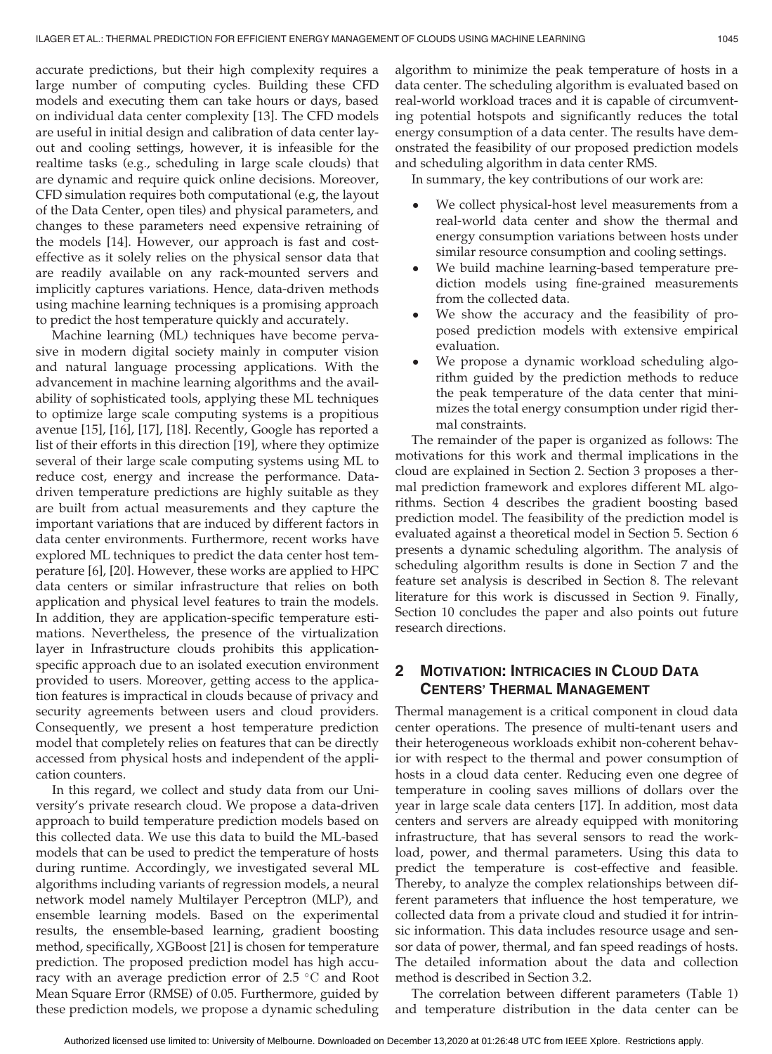accurate predictions, but their high complexity requires a large number of computing cycles. Building these CFD models and executing them can take hours or days, based on individual data center complexity [13]. The CFD models are useful in initial design and calibration of data center layout and cooling settings, however, it is infeasible for the realtime tasks (e.g., scheduling in large scale clouds) that are dynamic and require quick online decisions. Moreover, CFD simulation requires both computational (e.g, the layout of the Data Center, open tiles) and physical parameters, and changes to these parameters need expensive retraining of the models [14]. However, our approach is fast and cost-effective as it solely relies on the physical sensor data that are readily available on any rack-mounted servers and implicitly captures variations. Hence, data-driven methods using machine learning techniques is a promising approach to predict the host temperature quickly and accurately.

Machine learning (ML) techniques have become pervasive in modern digital society mainly in computer vision and natural language processing applications. With the advancement in machine learning algorithms and the availability of sophisticated tools, applying these ML techniques to optimize large scale computing systems is a propitious avenue [15], [16], [17], [18]. Recently, Google has reported a list of their efforts in this direction [19], where they optimize several of their large scale computing systems using ML to reduce cost, energy and increase the performance. Data-driven temperature predictions are highly suitable as they are built from actual measurements and they capture the important variations that are induced by different factors in data center environments. Furthermore, recent works have explored ML techniques to predict the data center host temperature [6], [20]. However, these works are applied to HPC data centers or similar infrastructure that relies on both application and physical level features to train the models. In addition, they are application-specific temperature estimations. Nevertheless, the presence of the virtualization layer in Infrastructure clouds prohibits this application-specific approach due to an isolated execution environment provided to users. Moreover, getting access to the application features is impractical in clouds because of privacy and security agreements between users and cloud providers. Consequently, we present a host temperature prediction model that completely relies on features that can be directly accessed from physical hosts and independent of the application counters.

In this regard, we collect and study data from our University's private research cloud. We propose a data-driven approach to build temperature prediction models based on this collected data. We use this data to build the ML-based models that can be used to predict the temperature of hosts during runtime. Accordingly, we investigated several ML algorithms including variants of regression models, a neural network model namely Multilayer Perceptron (MLP), and ensemble learning models. Based on the experimental results, the ensemble-based learning, gradient boosting method, specifically, XGBoost [21] is chosen for temperature prediction. The proposed prediction model has high accuracy with an average prediction error of 2.5 $^{\circ}$C and Root Mean Square Error (RMSE) of 0.05. Furthermore, guided by these prediction models, we propose a dynamic scheduling algorithm to minimize the peak temperature of hosts in a data center. The scheduling algorithm is evaluated based on real-world workload traces and it is capable of circumventing potential hotspots and significantly reduces the total energy consumption of a data center. The results have demonstrated the feasibility of our proposed prediction models and scheduling algorithm in data center RMS.

In summary, the key contributions of our work are:

- We collect physical-host level measurements from a real-world data center and show the thermal and energy consumption variations between hosts under similar resource consumption and cooling settings.
- We build machine learning-based temperature prediction models using fine-grained measurements from the collected data.
- We show the accuracy and the feasibility of proposed prediction models with extensive empirical evaluation.
- We propose a dynamic workload scheduling algorithm guided by the prediction methods to reduce the peak temperature of the data center that minimizes the total energy consumption under rigid thermal constraints.

The remainder of the paper is organized as follows: The motivations for this work and thermal implications in the cloud are explained in Section 2. Section 3 proposes a thermal prediction framework and explores different ML algorithms. Section 4 describes the gradient boosting based prediction model. The feasibility of the prediction model is evaluated against a theoretical model in Section 5. Section 6 presents a dynamic scheduling algorithm. The analysis of scheduling algorithm results is done in Section 7 and the feature set analysis is described in Section 8. The relevant literature for this work is discussed in Section 9. Finally, Section 10 concludes the paper and also points out future research directions.

## 2 Motivation: Intricacies in Cloud Data Centers' Thermal Management

Thermal management is a critical component in cloud data center operations. The presence of multi-tenant users and their heterogeneous workloads exhibit non-coherent behavior with respect to the thermal and power consumption of hosts in a cloud data center. Reducing even one degree of temperature in cooling saves millions of dollars over the year in large scale data centers [17]. In addition, most data centers and servers are already equipped with monitoring infrastructure, that has several sensors to read the workload, power, and thermal parameters. Using this data to predict the temperature is cost-effective and feasible. Thereby, to analyze the complex relationships between different parameters that influence the host temperature, we collected data from a private cloud and studied it for intrinsic information. This data includes resource usage and sensor data of power, thermal, and fan speed readings of hosts. The detailed information about the data and collection method is described in Section 3.2.

The correlation between different parameters (Table 1) and temperature distribution in the data center can be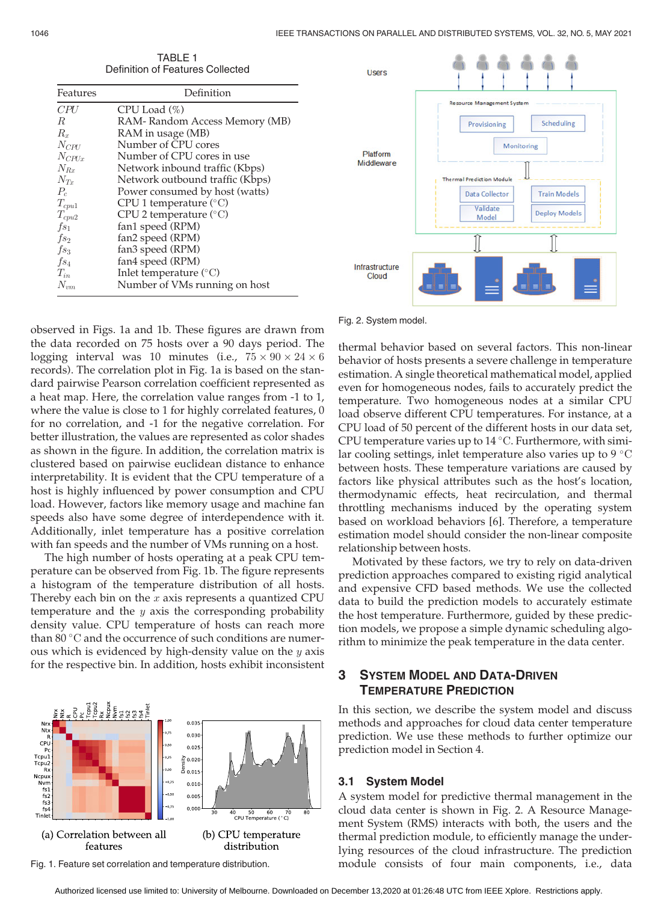TABLE 1
Definition of Features Collected

| Features | Definition |
|---|---|
| $CPU$ | CPU Load (%) |
| $R$ | RAM- Random Access Memory (MB) |
| $R_x$ | RAM in usage (MB) |
| $N_{CPU}$ | Number of CPU cores |
| $N_{CPUx}$ | Number of CPU cores in use |
| $N_{Rx}$ | Network inbound traffic (Kbps) |
| $N_{Tx}$ | Network outbound traffic (Kbps) |
| $P_c$ | Power consumed by host (watts) |
| $T_{cpu1}$ | CPU 1 temperature (°C) |
| $T_{cpu2}$ | CPU 2 temperature (°C) |
| $fs_1$ | fan1 speed (RPM) |
| $fs_2$ | fan2 speed (RPM) |
| $fs_3$ | fan3 speed (RPM) |
| $fs_4$ | fan4 speed (RPM) |
| $T_{in}$ | Inlet temperature (°C) |
| $N_{vm}$ | Number of VMs running on host |

observed in Figs. 1a and 1b. These figures are drawn from the data recorded on 75 hosts over a 90 days period. The logging interval was 10 minutes (i.e., $75 \times 90 \times 24 \times 6$ records). The correlation plot in Fig. 1a is based on the standard pairwise Pearson correlation coefficient represented as a heat map. Here, the correlation value ranges from -1 to 1, where the value is close to 1 for highly correlated features, 0 for no correlation, and -1 for the negative correlation. For better illustration, the values are represented as color shades as shown in the figure. In addition, the correlation matrix is clustered based on pairwise euclidean distance to enhance interpretability. It is evident that the CPU temperature of a host is highly influenced by power consumption and CPU load. However, factors like memory usage and machine fan speeds also have some degree of interdependence with it. Additionally, inlet temperature has a positive correlation with fan speeds and the number of VMs running on a host.

The high number of hosts operating at a peak CPU temperature can be observed from Fig. 1b. The figure represents a histogram of the temperature distribution of all hosts. Thereby each bin on the $x$ axis represents a quantized CPU temperature and the $y$ axis the corresponding probability density value. CPU temperature of hosts can reach more than 80 °C and the occurrence of such conditions are numerous which is evidenced by high-density value on the $y$ axis for the respective bin. In addition, hosts exhibit inconsistent thermal behavior based on several factors. This non-linear behavior of hosts presents a severe challenge in temperature estimation. A single theoretical mathematical model, applied even for homogeneous nodes, fails to accurately predict the temperature. Two homogeneous nodes at a similar CPU load observe different CPU temperatures. For instance, at a CPU load of 50 percent of the different hosts in our data set, CPU temperature varies up to 14 °C. Furthermore, with similar cooling settings, inlet temperature also varies up to 9 °C between hosts. These temperature variations are caused by factors like physical attributes such as the host's location, thermodynamic effects, heat recirculation, and thermal throttling mechanisms induced by the operating system based on workload behaviors [6]. Therefore, a temperature estimation model should consider the non-linear composite relationship between hosts.

(a) Correlation between all features

(b) CPU temperature distribution

Fig. 1. Feature set correlation and temperature distribution.

Fig. 2. System model.

Motivated by these factors, we try to rely on data-driven prediction approaches compared to existing rigid analytical and expensive CFD based methods. We use the collected data to build the prediction models to accurately estimate the host temperature. Furthermore, guided by these prediction models, we propose a simple dynamic scheduling algorithm to minimize the peak temperature in the data center.

## 3 System Model and Data-Driven Temperature Prediction

In this section, we describe the system model and discuss methods and approaches for cloud data center temperature prediction. We use these methods to further optimize our prediction model in Section 4.

### 3.1 System Model

A system model for predictive thermal management in the cloud data center is shown in Fig. 2. A Resource Management System (RMS) interacts with both, the users and the thermal prediction module, to efficiently manage the underlying resources of the cloud infrastructure. The prediction module consists of four main components, i.e., data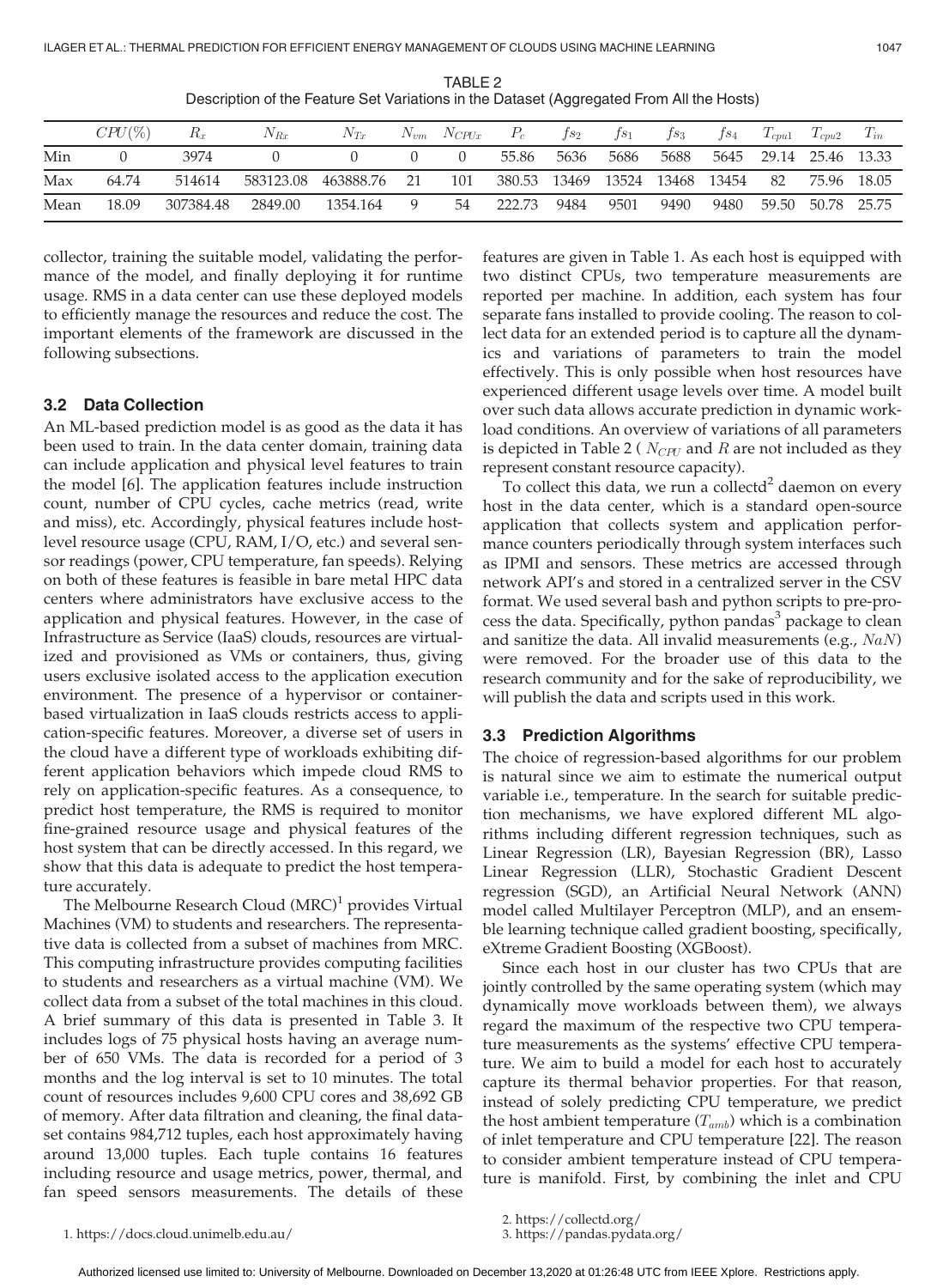TABLE 2
Description of the Feature Set Variations in the Dataset (Aggregated From All the Hosts)

| | $CPU(\%)$ | $R_x$ | $N_{Rx}$ | $N_{Tx}$ | $N_{vm}$ | $N_{CPUx}$ | $P_c$ | $fs_2$ | $fs_1$ | $fs_3$ | $fs_4$ | $T_{cpu1}$ | $T_{cpu2}$ | $T_{in}$ |
|---|---|---|---|---|---|---|---|---|---|---|---|---|---|---|
| Min | 0 | 3974 | 0 | 0 | 0 | 0 | 55.86 | 5636 | 5686 | 5688 | 5645 | 29.14 | 25.46 | 13.33 |
| Max | 64.74 | 514614 | 583123.08 | 463888.76 | 21 | 101 | 380.53 | 13469 | 13524 | 13468 | 13454 | 82 | 75.96 | 18.05 |
| Mean | 18.09 | 307384.48 | 2849.00 | 1354.164 | 9 | 54 | 222.73 | 9484 | 9501 | 9490 | 9480 | 59.50 | 50.78 | 25.75 |

collector, training the suitable model, validating the performance of the model, and finally deploying it for runtime usage. RMS in a data center can use these deployed models to efficiently manage the resources and reduce the cost. The important elements of the framework are discussed in the following subsections.

### 3.2 Data Collection

An ML-based prediction model is as good as the data it has been used to train. In the data center domain, training data can include application and physical level features to train the model [6]. The application features include instruction count, number of CPU cycles, cache metrics (read, write and miss), etc. Accordingly, physical features include host-level resource usage (CPU, RAM, I/O, etc.) and several sensor readings (power, CPU temperature, fan speeds). Relying on both of these features is feasible in bare metal HPC data centers where administrators have exclusive access to the application and physical features. However, in the case of Infrastructure as Service (IaaS) clouds, resources are virtualized and provisioned as VMs or containers, thus, giving users exclusive isolated access to the application execution environment. The presence of a hypervisor or container-based virtualization in IaaS clouds restricts access to application-specific features. Moreover, a diverse set of users in the cloud have a different type of workloads exhibiting different application behaviors which impede cloud RMS to rely on application-specific features. As a consequence, to predict host temperature, the RMS is required to monitor fine-grained resource usage and physical features of the host system that can be directly accessed. In this regard, we show that this data is adequate to predict the host temperature accurately.

The Melbourne Research Cloud (MRC)[1] provides Virtual Machines (VM) to students and researchers. The representative data is collected from a subset of machines from MRC. This computing infrastructure provides computing facilities to students and researchers as a virtual machine (VM). We collect data from a subset of the total machines in this cloud. A brief summary of this data is presented in Table 3. It includes logs of 75 physical hosts having an average number of 650 VMs. The data is recorded for a period of 3 months and the log interval is set to 10 minutes. The total count of resources includes 9,600 CPU cores and 38,692 GB of memory. After data filtration and cleaning, the final dataset contains 984,712 tuples, each host approximately having around 13,000 tuples. Each tuple contains 16 features including resource and usage metrics, power, thermal, and fan speed sensors measurements. The details of these features are given in Table 1. As each host is equipped with two distinct CPUs, two temperature measurements are reported per machine. In addition, each system has four separate fans installed to provide cooling. The reason to collect data for an extended period is to capture all the dynamics and variations of parameters to train the model effectively. This is only possible when host resources have experienced different usage levels over time. A model built over such data allows accurate prediction in dynamic workload conditions. An overview of variations of all parameters is depicted in Table 2 ( $N_{CPU}$ and $R$ are not included as they represent constant resource capacity).

To collect this data, we run a collectd[2] daemon on every host in the data center, which is a standard open-source application that collects system and application performance counters periodically through system interfaces such as IPMI and sensors. These metrics are accessed through network API's and stored in a centralized server in the CSV format. We used several bash and python scripts to pre-process the data. Specifically, python pandas[3] package to clean and sanitize the data. All invalid measurements (e.g., $NaN$) were removed. For the broader use of this data to the research community and for the sake of reproducibility, we will publish the data and scripts used in this work.

### 3.3 Prediction Algorithms

The choice of regression-based algorithms for our problem is natural since we aim to estimate the numerical output variable i.e., temperature. In the search for suitable prediction mechanisms, we have explored different ML algorithms including different regression techniques, such as Linear Regression (LR), Bayesian Regression (BR), Lasso Linear Regression (LLR), Stochastic Gradient Descent regression (SGD), an Artificial Neural Network (ANN) model called Multilayer Perceptron (MLP), and an ensemble learning technique called gradient boosting, specifically, eXtreme Gradient Boosting (XGBoost).

Since each host in our cluster has two CPUs that are jointly controlled by the same operating system (which may dynamically move workloads between them), we always regard the maximum of the respective two CPU temperature measurements as the systems' effective CPU temperature. We aim to build a model for each host to accurately capture its thermal behavior properties. For that reason, instead of solely predicting CPU temperature, we predict the host ambient temperature ($T_{amb}$) which is a combination of inlet temperature and CPU temperature [22]. The reason to consider ambient temperature instead of CPU temperature is manifold. First, by combining the inlet and CPU

1. https://docs.cloud.unimelb.edu.au/

2. https://collectd.org/
3. https://pandas.pydata.org/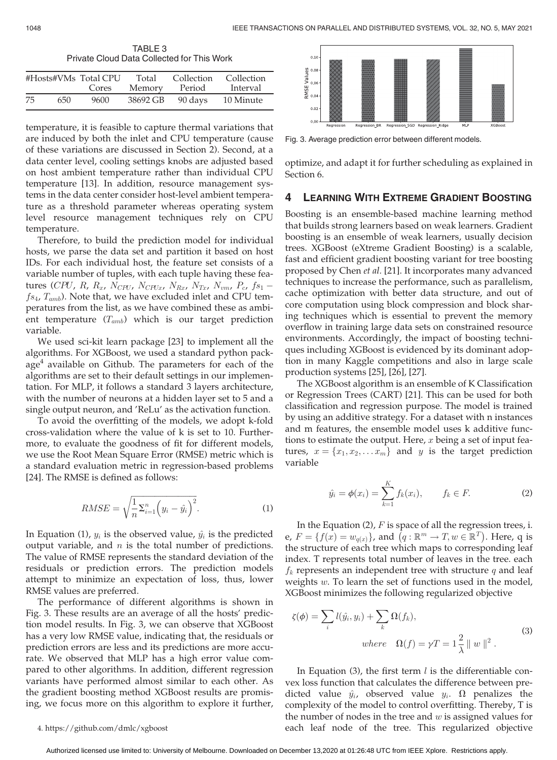TABLE 3
Private Cloud Data Collected for This Work

| #Hosts | #VMs | Total CPU Cores | Total Memory | Collection Period | Collection Interval |
|---|---|---|---|---|---|
| 75 | 650 | 9600 | 38692 GB | 90 days | 10 Minute |

temperature, it is feasible to capture thermal variations that are induced by both the inlet and CPU temperature (cause of these variations are discussed in Section 2). Second, at a data center level, cooling settings knobs are adjusted based on host ambient temperature rather than individual CPU temperature [13]. In addition, resource management systems in the data center consider host-level ambient temperature as a threshold parameter whereas operating system level resource management techniques rely on CPU temperature.

Therefore, to build the prediction model for individual hosts, we parse the data set and partition it based on host IDs. For each individual host, the feature set consists of a variable number of tuples, with each tuple having these features ($CPU$, $R$, $R_x$, $N_{CPU}$, $N_{CPUx}$, $N_{Rx}$, $N_{Tx}$, $N_{vm}$, $P_c$, $fs_1 - fs_4$, $T_{amb}$). Note that, we have excluded inlet and CPU temperatures from the list, as we have combined these as ambient temperature ($T_{amb}$) which is our target prediction variable.

We used sci-kit learn package [23] to implement all the algorithms. For XGBoost, we used a standard python package[4] available on Github. The parameters for each of the algorithms are set to their default settings in our implementation. For MLP, it follows a standard 3 layers architecture, with the number of neurons at a hidden layer set to 5 and a single output neuron, and 'ReLu' as the activation function.

To avoid the overfitting of the models, we adopt k-fold cross-validation where the value of k is set to 10. Furthermore, to evaluate the goodness of fit for different models, we use the Root Mean Square Error (RMSE) metric which is a standard evaluation metric in regression-based problems [24]. The RMSE is defined as follows:

$$RMSE = \sqrt{\frac{1}{n}\Sigma_{i=1}^{n}\Big(y_i - \hat{y_i}\Big)^2}. \tag{1}$$

In Equation (1), $y_i$ is the observed value, $\hat{y_i}$ is the predicted output variable, and $n$ is the total number of predictions. The value of RMSE represents the standard deviation of the residuals or prediction errors. The prediction models attempt to minimize an expectation of loss, thus, lower RMSE values are preferred.

The performance of different algorithms is shown in Fig. 3. These results are an average of all the hosts' prediction model results. In Fig. 3, we can observe that XGBoost has a very low RMSE value, indicating that, the residuals or prediction errors are less and its predictions are more accurate. We observed that MLP has a high error value compared to other algorithms. In addition, different regression variants have performed almost similar to each other. As the gradient boosting method XGBoost results are promising, we focus more on this algorithm to explore it further, optimize, and adapt it for further scheduling as explained in Section 6.

4. https://github.com/dmlc/xgboost

Fig. 3. Average prediction error between different models.

## 4 Learning With Extreme Gradient Boosting

Boosting is an ensemble-based machine learning method that builds strong learners based on weak learners. Gradient boosting is an ensemble of weak learners, usually decision trees. XGBoost (eXtreme Gradient Boosting) is a scalable, fast and efficient gradient boosting variant for tree boosting proposed by Chen *et al.* [21]. It incorporates many advanced techniques to increase the performance, such as parallelism, cache optimization with better data structure, and out of core computation using block compression and block sharing techniques which is essential to prevent the memory overflow in training large data sets on constrained resource environments. Accordingly, the impact of boosting techniques including XGBoost is evidenced by its dominant adoption in many Kaggle competitions and also in large scale production systems [25], [26], [27].

The XGBoost algorithm is an ensemble of K Classification or Regression Trees (CART) [21]. This can be used for both classification and regression purpose. The model is trained by using an additive strategy. For a dataset with n instances and m features, the ensemble model uses k additive functions to estimate the output. Here, $x$ being a set of input features, $x = \{x_1, x_2, \ldots x_m\}$ and $y$ is the target prediction variable

$$\hat{y}_i = \phi(x_i) = \sum_{k=1}^{K} f_k(x_i), \qquad f_k \in F. \tag{2}$$

In the Equation (2), $F$ is space of all the regression trees, i. e, $F = \{f(x) = w_{q(x)}\}$, and $\left(q : \mathbb{R}^m \rightarrow T, w \in \mathbb{R}^T\right)$. Here, q is the structure of each tree which maps to corresponding leaf index. T represents total number of leaves in the tree. each $f_k$ represents an independent tree with structure $q$ and leaf weights $w$. To learn the set of functions used in the model, XGBoost minimizes the following regularized objective

$$\zeta(\phi) = \sum_i l(\hat{y_i}, y_i) + \sum_k \Omega(f_k), \qquad where \quad \Omega(f) = \gamma T = 1\frac{2}{\lambda} \parallel w \parallel^2 . \tag{3}$$

In Equation (3), the first term $l$ is the differentiable convex loss function that calculates the difference between predicted value $\hat{y_i}$, observed value $y_i$. $\Omega$ penalizes the complexity of the model to control overfitting. Thereby, T is the number of nodes in the tree and $w$ is assigned values for each leaf node of the tree. This regularized objective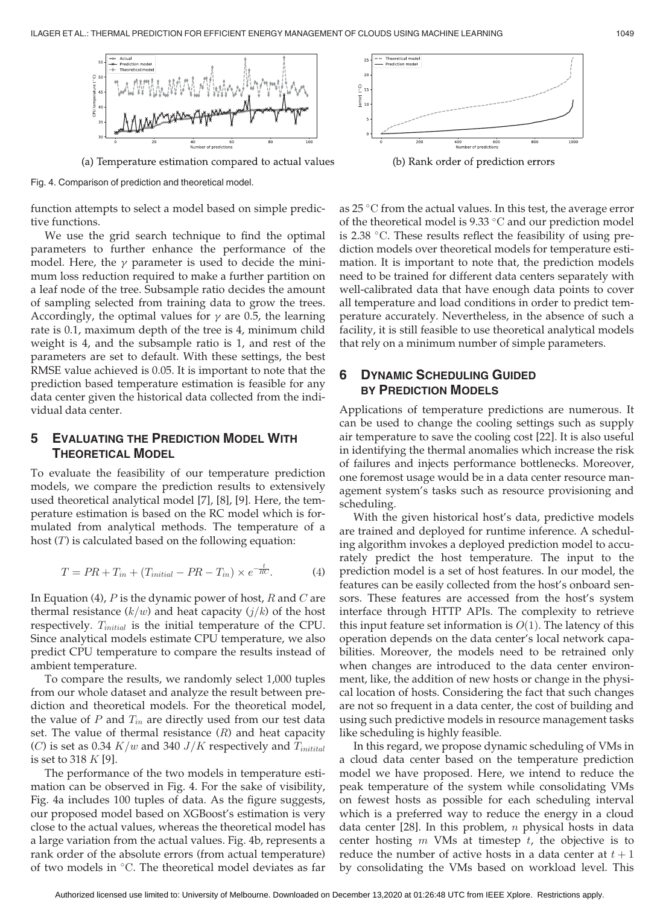Actual
Prediction model
Theoretical model

CPU temperature (°C)

55
50
45
40
35
30

0 20 40 60 80 100

Number of predictions

(a) Temperature estimation compared to actual values

Theoretical model
Prediction model

|error| (°C)

25
20
15
10
5
0

0 200 400 600 800 1000

Number of predictions

(b) Rank order of prediction errors

Fig. 4. Comparison of prediction and theoretical model.

function attempts to select a model based on simple predictive functions.

We use the grid search technique to find the optimal parameters to further enhance the performance of the model. Here, the $\gamma$ parameter is used to decide the minimum loss reduction required to make a further partition on a leaf node of the tree. Subsample ratio decides the amount of sampling selected from training data to grow the trees. Accordingly, the optimal values for $\gamma$ are 0.5, the learning rate is 0.1, maximum depth of the tree is 4, minimum child weight is 4, and the subsample ratio is 1, and rest of the parameters are set to default. With these settings, the best RMSE value achieved is 0.05. It is important to note that the prediction based temperature estimation is feasible for any data center given the historical data collected from the individual data center.

## 5 Evaluating the Prediction Model With Theoretical Model

To evaluate the feasibility of our temperature prediction models, we compare the prediction results to extensively used theoretical analytical model [7], [8], [9]. Here, the temperature estimation is based on the RC model which is formulated from analytical methods. The temperature of a host ($T$) is calculated based on the following equation:

$$T = PR + T_{in} + (T_{initial} - PR - T_{in}) \times e^{-\frac{t}{RC}}. \tag{4}$$

In Equation (4), $P$ is the dynamic power of host, $R$ and $C$ are thermal resistance ($k/w$) and heat capacity ($j/k$) of the host respectively. $T_{initial}$ is the initial temperature of the CPU. Since analytical models estimate CPU temperature, we also predict CPU temperature to compare the results instead of ambient temperature.

To compare the results, we randomly select 1,000 tuples from our whole dataset and analyze the result between prediction and theoretical models. For the theoretical model, the value of $P$ and $T_{in}$ are directly used from our test data set. The value of thermal resistance ($R$) and heat capacity ($C$) is set as 0.34 $K/w$ and 340 $J/K$ respectively and $T_{initital}$ is set to 318 $K$ [9].

The performance of the two models in temperature estimation can be observed in Fig. 4. For the sake of visibility, Fig. 4a includes 100 tuples of data. As the figure suggests, our proposed model based on XGBoost's estimation is very close to the actual values, whereas the theoretical model has a large variation from the actual values. Fig. 4b, represents a rank order of the absolute errors (from actual temperature) of two models in °C. The theoretical model deviates as far as 25 °C from the actual values. In this test, the average error of the theoretical model is 9.33 °C and our prediction model is 2.38 °C. These results reflect the feasibility of using prediction models over theoretical models for temperature estimation. It is important to note that, the prediction models need to be trained for different data centers separately with well-calibrated data that have enough data points to cover all temperature and load conditions in order to predict temperature accurately. Nevertheless, in the absence of such a facility, it is still feasible to use theoretical analytical models that rely on a minimum number of simple parameters.

## 6 Dynamic Scheduling Guided by Prediction Models

Applications of temperature predictions are numerous. It can be used to change the cooling settings such as supply air temperature to save the cooling cost [22]. It is also useful in identifying the thermal anomalies which increase the risk of failures and injects performance bottlenecks. Moreover, one foremost usage would be in a data center resource management system's tasks such as resource provisioning and scheduling.

With the given historical host's data, predictive models are trained and deployed for runtime inference. A scheduling algorithm invokes a deployed prediction model to accurately predict the host temperature. The input to the prediction model is a set of host features. In our model, the features can be easily collected from the host's onboard sensors. These features are accessed from the host's system interface through HTTP APIs. The complexity to retrieve this input feature set information is $O(1)$. The latency of this operation depends on the data center's local network capabilities. Moreover, the models need to be retrained only when changes are introduced to the data center environment, like, the addition of new hosts or change in the physical location of hosts. Considering the fact that such changes are not so frequent in a data center, the cost of building and using such predictive models in resource management tasks like scheduling is highly feasible.

In this regard, we propose dynamic scheduling of VMs in a cloud data center based on the temperature prediction model we have proposed. Here, we intend to reduce the peak temperature of the system while consolidating VMs on fewest hosts as possible for each scheduling interval which is a preferred way to reduce the energy in a cloud data center [28]. In this problem, $n$ physical hosts in data center hosting $m$ VMs at timestep $t$, the objective is to reduce the number of active hosts in a data center at $t+1$ by consolidating the VMs based on workload level. This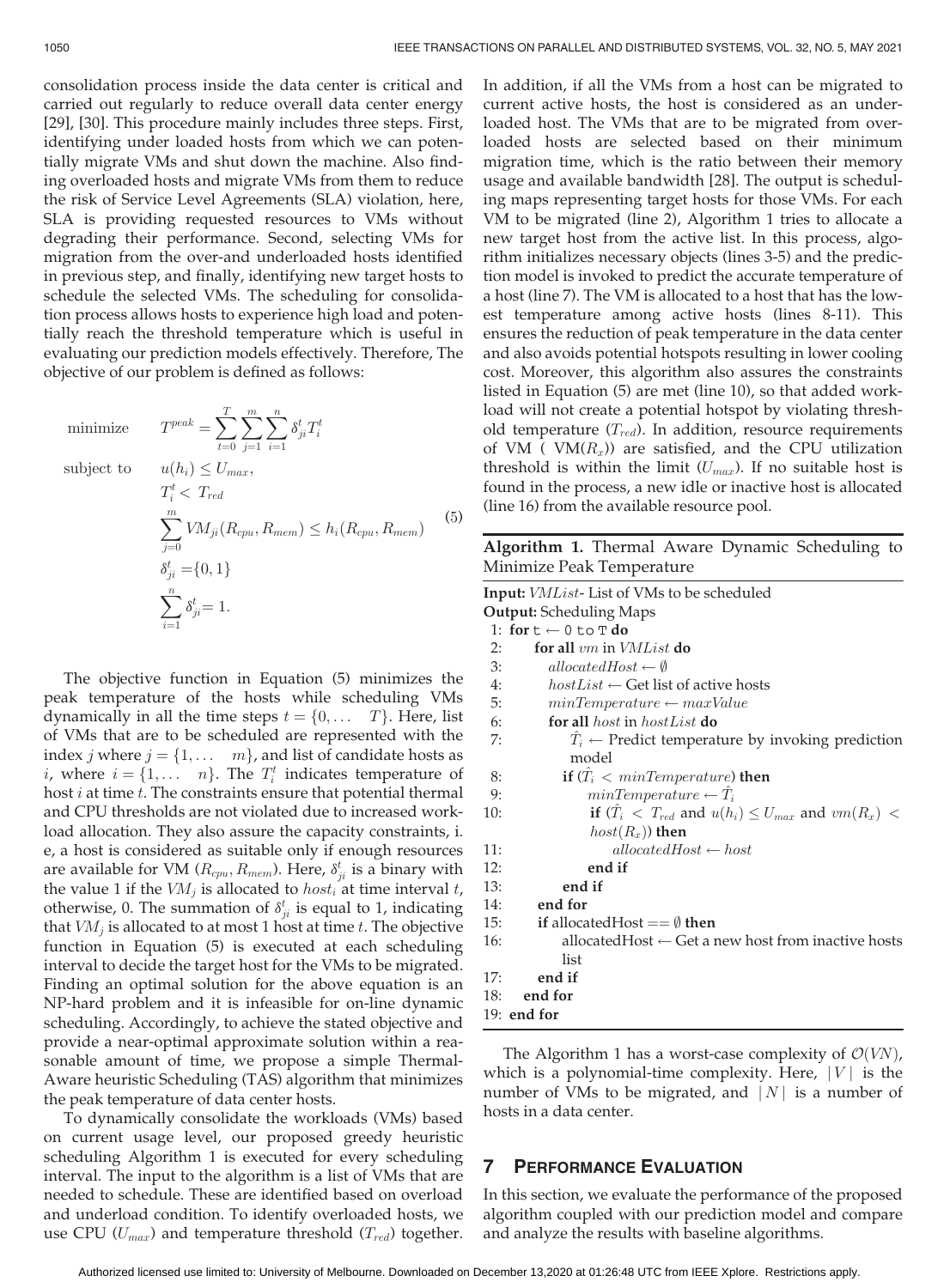consolidation process inside the data center is critical and carried out regularly to reduce overall data center energy [29], [30]. This procedure mainly includes three steps. First, identifying under loaded hosts from which we can potentially migrate VMs and shut down the machine. Also finding overloaded hosts and migrate VMs from them to reduce the risk of Service Level Agreements (SLA) violation, here, SLA is providing requested resources to VMs without degrading their performance. Second, selecting VMs for migration from the over-and underloaded hosts identified in previous step, and finally, identifying new target hosts to schedule the selected VMs. The scheduling for consolidation process allows hosts to experience high load and potentially reach the threshold temperature which is useful in evaluating our prediction models effectively. Therefore, The objective of our problem is defined as follows:

$$
\begin{aligned}
\text{minimize} \quad & T^{peak} = \sum_{t=0}^{T} \sum_{j=1}^{m} \sum_{i=1}^{n} \delta_{ji}^{t} T_i^t \\
\text{subject to} \quad & u(h_i) \leq U_{max}, \\
& T_i^t < T_{red} \\
& \sum_{j=0}^{m} VM_{ji}(R_{cpu}, R_{mem}) \leq h_i(R_{cpu}, R_{mem}) \\
& \delta_{ji}^{t} = \{0, 1\} \\
& \sum_{i=1}^{n} \delta_{ji}^{t} = 1.
\end{aligned} \tag{5}
$$

The objective function in Equation (5) minimizes the peak temperature of the hosts while scheduling VMs dynamically in all the time steps $t = \{0, \ldots \quad T\}$. Here, list of VMs that are to be scheduled are represented with the index $j$ where $j = \{1, \ldots \quad m\}$, and list of candidate hosts as $i$, where $i = \{1, \ldots \quad n\}$. The $T_i^t$ indicates temperature of host $i$ at time $t$. The constraints ensure that potential thermal and CPU thresholds are not violated due to increased workload allocation. They also assure the capacity constraints, i.e, a host is considered as suitable only if enough resources are available for VM ($R_{cpu}, R_{mem}$). Here, $\delta_{ji}^{t}$ is a binary with the value 1 if the $VM_j$ is allocated to $host_i$ at time interval $t$, otherwise, 0. The summation of $\delta_{ji}^{t}$ is equal to 1, indicating that $VM_j$ is allocated to at most 1 host at time $t$. The objective function in Equation (5) is executed at each scheduling interval to decide the target host for the VMs to be migrated. Finding an optimal solution for the above equation is an NP-hard problem and it is infeasible for on-line dynamic scheduling. Accordingly, to achieve the stated objective and provide a near-optimal approximate solution within a reasonable amount of time, we propose a simple Thermal-Aware heuristic Scheduling (TAS) algorithm that minimizes the peak temperature of data center hosts.

To dynamically consolidate the workloads (VMs) based on current usage level, our proposed greedy heuristic scheduling Algorithm 1 is executed for every scheduling interval. The input to the algorithm is a list of VMs that are needed to schedule. These are identified based on overload and underload condition. To identify overloaded hosts, we use CPU ($U_{max}$) and temperature threshold ($T_{red}$) together. In addition, if all the VMs from a host can be migrated to current active hosts, the host is considered as an underloaded host. The VMs that are to be migrated from overloaded hosts are selected based on their minimum migration time, which is the ratio between their memory usage and available bandwidth [28]. The output is scheduling maps representing target hosts for those VMs. For each VM to be migrated (line 2), Algorithm 1 tries to allocate a new target host from the active list. In this process, algorithm initializes necessary objects (lines 3-5) and the prediction model is invoked to predict the accurate temperature of a host (line 7). The VM is allocated to a host that has the lowest temperature among active hosts (lines 8-11). This ensures the reduction of peak temperature in the data center and also avoids potential hotspots resulting in lower cooling cost. Moreover, this algorithm also assures the constraints listed in Equation (5) are met (line 10), so that added workload will not create a potential hotspot by violating threshold temperature ($T_{red}$). In addition, resource requirements of VM ( $VM(R_x)$) are satisfied, and the CPU utilization threshold is within the limit ($U_{max}$). If no suitable host is found in the process, a new idle or inactive host is allocated (line 16) from the available resource pool.

**Algorithm 1.** Thermal Aware Dynamic Scheduling to Minimize Peak Temperature

**Input:** *VMList*- List of VMs to be scheduled
**Output:** Scheduling Maps

```
 1: for t ← 0 to T do
 2:     for all vm in VMList do
 3:         allocatedHost ← ∅
 4:         hostList ← Get list of active hosts
 5:         minTemperature ← maxValue
 6:         for all host in hostList do
 7:             T̂_i ← Predict temperature by invoking prediction
                model
 8:             if (T̂_i < minTemperature) then
 9:                 minTemperature ← T̂_i
10:                 if (T̂_i < T_red and u(h_i) ≤ U_max and vm(R_x) <
                    host(R_x)) then
11:                     allocatedHost ← host
12:                 end if
13:             end if
14:         end for
15:         if allocatedHost == ∅ then
16:             allocatedHost ← Get a new host from inactive hosts
                list
17:         end if
18:     end for
19: end for
```

The Algorithm 1 has a worst-case complexity of $\mathcal{O}(VN)$, which is a polynomial-time complexity. Here, $|V|$ is the number of VMs to be migrated, and $|N|$ is a number of hosts in a data center.

## 7 Performance Evaluation

In this section, we evaluate the performance of the proposed algorithm coupled with our prediction model and compare and analyze the results with baseline algorithms.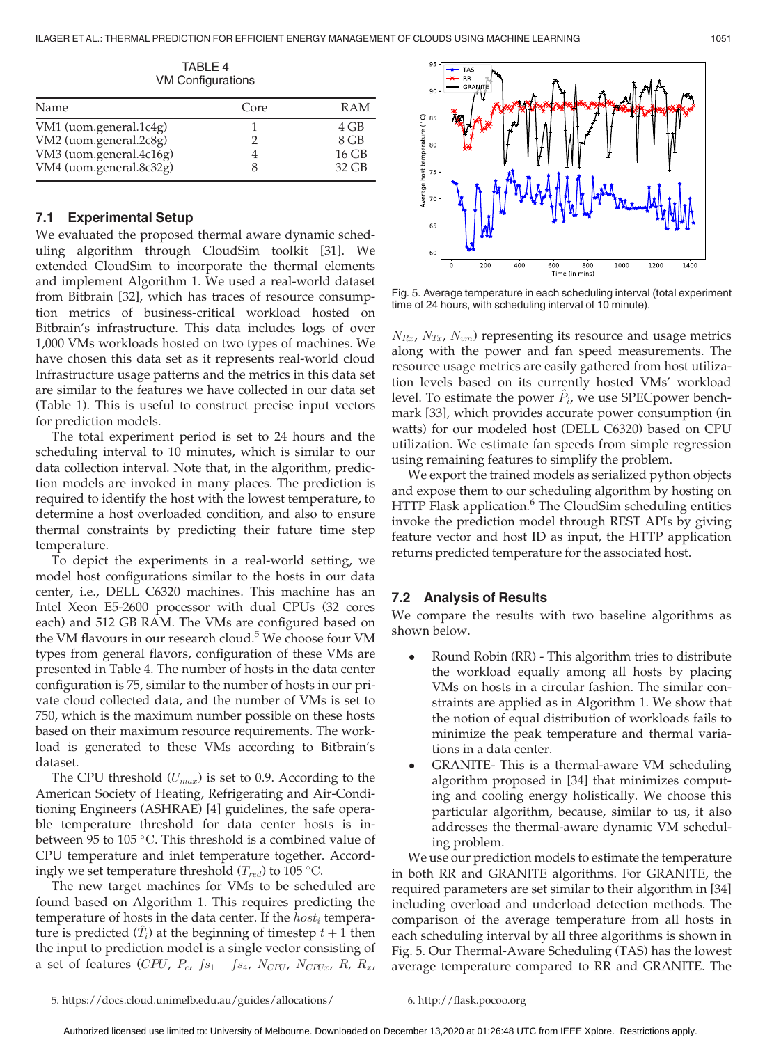TABLE 4
VM Configurations

| Name | Core | RAM |
|---|---|---|
| VM1 (uom.general.1c4g) | 1 | 4 GB |
| VM2 (uom.general.2c8g) | 2 | 8 GB |
| VM3 (uom.general.4c16g) | 4 | 16 GB |
| VM4 (uom.general.8c32g) | 8 | 32 GB |

### 7.1 Experimental Setup

We evaluated the proposed thermal aware dynamic scheduling algorithm through CloudSim toolkit [31]. We extended CloudSim to incorporate the thermal elements and implement Algorithm 1. We used a real-world dataset from Bitbrain [32], which has traces of resource consumption metrics of business-critical workload hosted on Bitbrain's infrastructure. This data includes logs of over 1,000 VMs workloads hosted on two types of machines. We have chosen this data set as it represents real-world cloud Infrastructure usage patterns and the metrics in this data set are similar to the features we have collected in our data set (Table 1). This is useful to construct precise input vectors for prediction models.

The total experiment period is set to 24 hours and the scheduling interval to 10 minutes, which is similar to our data collection interval. Note that, in the algorithm, prediction models are invoked in many places. The prediction is required to identify the host with the lowest temperature, to determine a host overloaded condition, and also to ensure thermal constraints by predicting their future time step temperature.

To depict the experiments in a real-world setting, we model host configurations similar to the hosts in our data center, i.e., DELL C6320 machines. This machine has an Intel Xeon E5-2600 processor with dual CPUs (32 cores each) and 512 GB RAM. The VMs are configured based on the VM flavours in our research cloud.[5] We choose four VM types from general flavors, configuration of these VMs are presented in Table 4. The number of hosts in the data center configuration is 75, similar to the number of hosts in our private cloud collected data, and the number of VMs is set to 750, which is the maximum number possible on these hosts based on their maximum resource requirements. The workload is generated to these VMs according to Bitbrain's dataset.

The CPU threshold ($U_{max}$) is set to 0.9. According to the American Society of Heating, Refrigerating and Air-Conditioning Engineers (ASHRAE) [4] guidelines, the safe operable temperature threshold for data center hosts is in-between 95 to 105 °C. This threshold is a combined value of CPU temperature and inlet temperature together. Accordingly we set temperature threshold ($T_{red}$) to 105 °C.

The new target machines for VMs to be scheduled are found based on Algorithm 1. This requires predicting the temperature of hosts in the data center. If the $host_i$ temperature is predicted ($\hat{T}_i$) at the beginning of timestep $t+1$ then the input to prediction model is a single vector consisting of a set of features ($CPU$, $P_c$, $fs_1 - fs_4$, $N_{CPU}$, $N_{CPUx}$, $R$, $R_x$, $N_{Rx}$, $N_{Tx}$, $N_{vm}$) representing its resource and usage metrics along with the power and fan speed measurements. The resource usage metrics are easily gathered from host utilization levels based on its currently hosted VMs' workload level. To estimate the power $\hat{P}_i$, we use SPECpower benchmark [33], which provides accurate power consumption (in watts) for our modeled host (DELL C6320) based on CPU utilization. We estimate fan speeds from simple regression using remaining features to simplify the problem.

Fig. 5. Average temperature in each scheduling interval (total experiment time of 24 hours, with scheduling interval of 10 minute).

We export the trained models as serialized python objects and expose them to our scheduling algorithm by hosting on HTTP Flask application.[6] The CloudSim scheduling entities invoke the prediction model through REST APIs by giving feature vector and host ID as input, the HTTP application returns predicted temperature for the associated host.

### 7.2 Analysis of Results

We compare the results with two baseline algorithms as shown below.

- Round Robin (RR) - This algorithm tries to distribute the workload equally among all hosts by placing VMs on hosts in a circular fashion. The similar constraints are applied as in Algorithm 1. We show that the notion of equal distribution of workloads fails to minimize the peak temperature and thermal variations in a data center.
- GRANITE- This is a thermal-aware VM scheduling algorithm proposed in [34] that minimizes computing and cooling energy holistically. We choose this particular algorithm, because, similar to us, it also addresses the thermal-aware dynamic VM scheduling problem.

We use our prediction models to estimate the temperature in both RR and GRANITE algorithms. For GRANITE, the required parameters are set similar to their algorithm in [34] including overload and underload detection methods. The comparison of the average temperature from all hosts in each scheduling interval by all three algorithms is shown in Fig. 5. Our Thermal-Aware Scheduling (TAS) has the lowest average temperature compared to RR and GRANITE. The

5. https://docs.cloud.unimelb.edu.au/guides/allocations/

6. http://flask.pocoo.org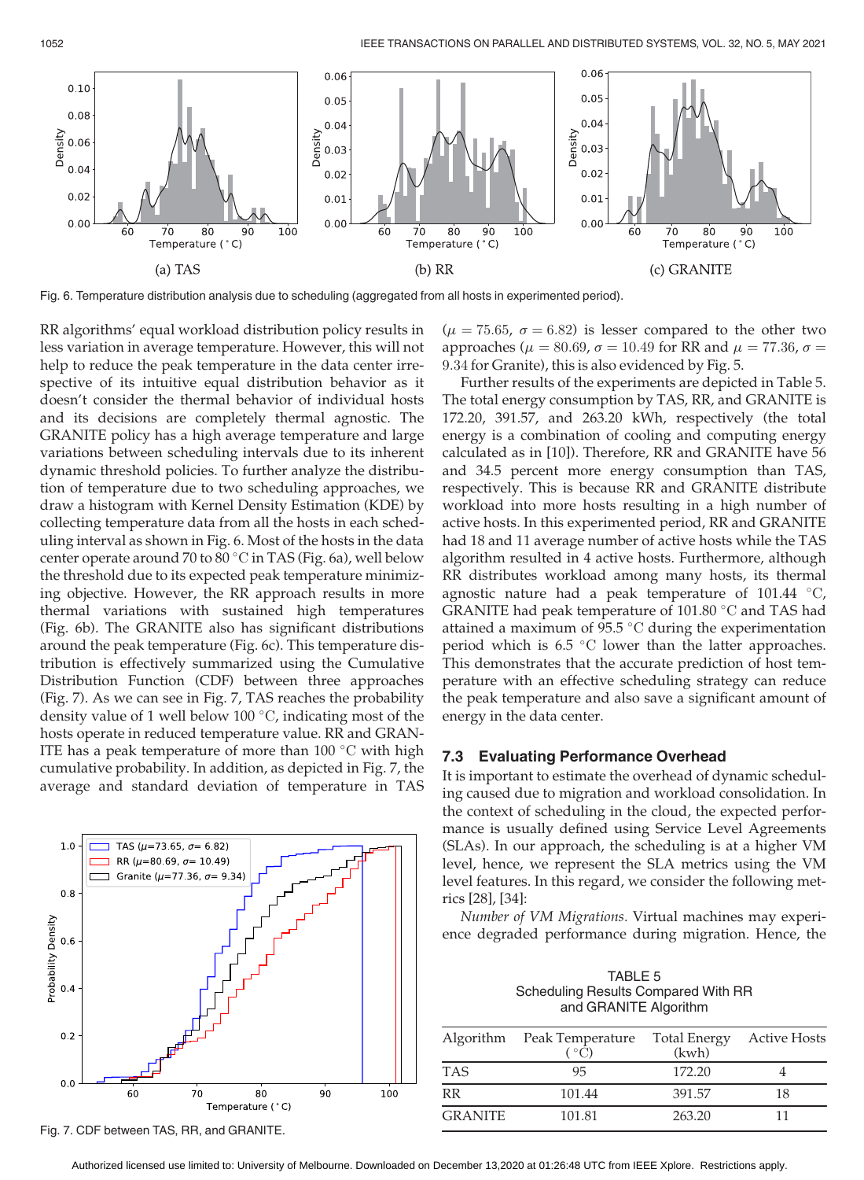Fig. 6. Temperature distribution analysis due to scheduling (aggregated from all hosts in experimented period).

RR algorithms' equal workload distribution policy results in less variation in average temperature. However, this will not help to reduce the peak temperature in the data center irrespective of its intuitive equal distribution behavior as it doesn't consider the thermal behavior of individual hosts and its decisions are completely thermal agnostic. The GRANITE policy has a high average temperature and large variations between scheduling intervals due to its inherent dynamic threshold policies. To further analyze the distribution of temperature due to two scheduling approaches, we draw a histogram with Kernel Density Estimation (KDE) by collecting temperature data from all the hosts in each scheduling interval as shown in Fig. 6. Most of the hosts in the data center operate around 70 to 80 °C in TAS (Fig. 6a), well below the threshold due to its expected peak temperature minimizing objective. However, the RR approach results in more thermal variations with sustained high temperatures (Fig. 6b). The GRANITE also has significant distributions around the peak temperature (Fig. 6c). This temperature distribution is effectively summarized using the Cumulative Distribution Function (CDF) between three approaches (Fig. 7). As we can see in Fig. 7, TAS reaches the probability density value of 1 well below 100 °C, indicating most of the hosts operate in reduced temperature value. RR and GRANITE has a peak temperature of more than 100 °C with high cumulative probability. In addition, as depicted in Fig. 7, the average and standard deviation of temperature in TAS ($\mu = 75.65$, $\sigma = 6.82$) is lesser compared to the other two approaches ($\mu = 80.69$, $\sigma = 10.49$ for RR and $\mu = 77.36$, $\sigma = 9.34$ for Granite), this is also evidenced by Fig. 5.

Fig. 7. CDF between TAS, RR, and GRANITE.

Further results of the experiments are depicted in Table 5. The total energy consumption by TAS, RR, and GRANITE is 172.20, 391.57, and 263.20 kWh, respectively (the total energy is a combination of cooling and computing energy calculated as in [10]). Therefore, RR and GRANITE have 56 and 34.5 percent more energy consumption than TAS, respectively. This is because RR and GRANITE distribute workload into more hosts resulting in a high number of active hosts. In this experimented period, RR and GRANITE had 18 and 11 average number of active hosts while the TAS algorithm resulted in 4 active hosts. Furthermore, although RR distributes workload among many hosts, its thermal agnostic nature had a peak temperature of 101.44 °C, GRANITE had peak temperature of 101.80 °C and TAS had attained a maximum of 95.5 °C during the experimentation period which is 6.5 °C lower than the latter approaches. This demonstrates that the accurate prediction of host temperature with an effective scheduling strategy can reduce the peak temperature and also save a significant amount of energy in the data center.

### 7.3 Evaluating Performance Overhead

It is important to estimate the overhead of dynamic scheduling caused due to migration and workload consolidation. In the context of scheduling in the cloud, the expected performance is usually defined using Service Level Agreements (SLAs). In our approach, the scheduling is at a higher VM level, hence, we represent the SLA metrics using the VM level features. In this regard, we consider the following metrics [28], [34]:

*Number of VM Migrations.* Virtual machines may experience degraded performance during migration. Hence, the

TABLE 5
Scheduling Results Compared With RR and GRANITE Algorithm

| Algorithm | Peak Temperature (°C) | Total Energy (kwh) | Active Hosts |
|---|---|---|---|
| TAS | 95 | 172.20 | 4 |
| RR | 101.44 | 391.57 | 18 |
| GRANITE | 101.81 | 263.20 | 11 |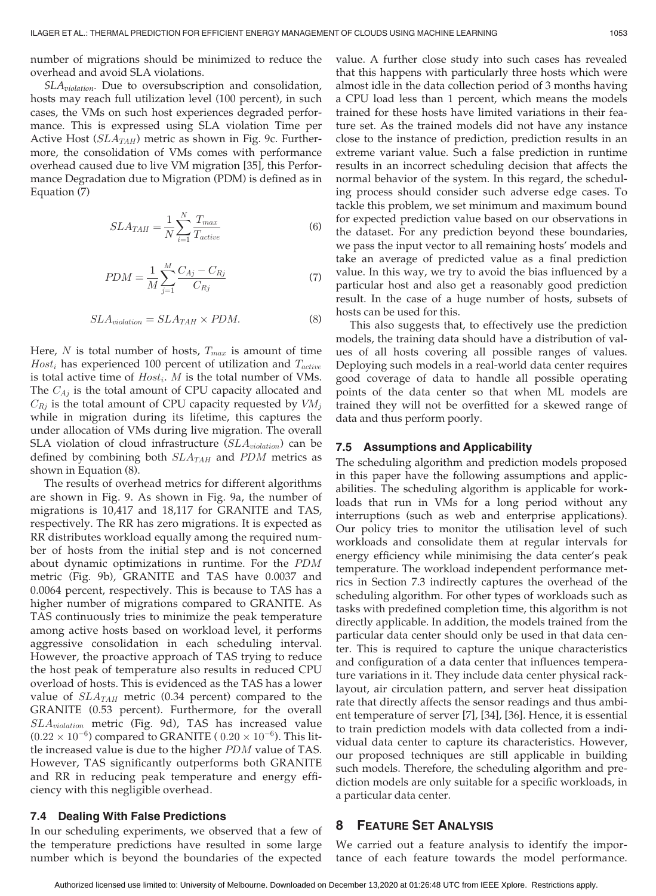number of migrations should be minimized to reduce the overhead and avoid SLA violations.

$SLA_{violation}$. Due to oversubscription and consolidation, hosts may reach full utilization level (100 percent), in such cases, the VMs on such host experiences degraded performance. This is expressed using SLA violation Time per Active Host ($SLA_{TAH}$) metric as shown in Fig. 9c. Furthermore, the consolidation of VMs comes with performance overhead caused due to live VM migration [35], this Performance Degradation due to Migration (PDM) is defined as in Equation (7)

$$SLA_{TAH} = \frac{1}{N}\sum_{i=1}^{N}\frac{T_{max}}{T_{active}} \tag{6}$$

$$PDM = \frac{1}{M}\sum_{j=1}^{M}\frac{C_{Aj} - C_{Rj}}{C_{Rj}} \tag{7}$$

$$SLA_{violation} = SLA_{TAH} \times PDM. \tag{8}$$

Here, $N$ is total number of hosts, $T_{max}$ is amount of time $Host_i$ has experienced 100 percent of utilization and $T_{active}$ is total active time of $Host_i$. $M$ is the total number of VMs. The $C_{Aj}$ is the total amount of CPU capacity allocated and $C_{Rj}$ is the total amount of CPU capacity requested by $VM_j$ while in migration during its lifetime, this captures the under allocation of VMs during live migration. The overall SLA violation of cloud infrastructure ($SLA_{violation}$) can be defined by combining both $SLA_{TAH}$ and $PDM$ metrics as shown in Equation (8).

The results of overhead metrics for different algorithms are shown in Fig. 9. As shown in Fig. 9a, the number of migrations is 10,417 and 18,117 for GRANITE and TAS, respectively. The RR has zero migrations. It is expected as RR distributes workload equally among the required number of hosts from the initial step and is not concerned about dynamic optimizations in runtime. For the $PDM$ metric (Fig. 9b), GRANITE and TAS have 0.0037 and 0.0064 percent, respectively. This is because to TAS has a higher number of migrations compared to GRANITE. As TAS continuously tries to minimize the peak temperature among active hosts based on workload level, it performs aggressive consolidation in each scheduling interval. However, the proactive approach of TAS trying to reduce the host peak of temperature also results in reduced CPU overload of hosts. This is evidenced as the TAS has a lower value of $SLA_{TAH}$ metric (0.34 percent) compared to the GRANITE (0.53 percent). Furthermore, for the overall $SLA_{violation}$ metric (Fig. 9d), TAS has increased value ($0.22 \times 10^{-6}$) compared to GRANITE ( $0.20 \times 10^{-6}$). This little increased value is due to the higher $PDM$ value of TAS. However, TAS significantly outperforms both GRANITE and RR in reducing peak temperature and energy efficiency with this negligible overhead.

### 7.4 Dealing With False Predictions

In our scheduling experiments, we observed that a few of the temperature predictions have resulted in some large number which is beyond the boundaries of the expected value. A further close study into such cases has revealed that this happens with particularly three hosts which were almost idle in the data collection period of 3 months having a CPU load less than 1 percent, which means the models trained for these hosts have limited variations in their feature set. As the trained models did not have any instance close to the instance of prediction, prediction results in an extreme variant value. Such a false prediction in runtime results in an incorrect scheduling decision that affects the normal behavior of the system. In this regard, the scheduling process should consider such adverse edge cases. To tackle this problem, we set minimum and maximum bound for expected prediction value based on our observations in the dataset. For any prediction beyond these boundaries, we pass the input vector to all remaining hosts' models and take an average of predicted value as a final prediction value. In this way, we try to avoid the bias influenced by a particular host and also get a reasonably good prediction result. In the case of a huge number of hosts, subsets of hosts can be used for this.

This also suggests that, to effectively use the prediction models, the training data should have a distribution of values of all hosts covering all possible ranges of values. Deploying such models in a real-world data center requires good coverage of data to handle all possible operating points of the data center so that when ML models are trained they will not be overfitted for a skewed range of data and thus perform poorly.

### 7.5 Assumptions and Applicability

The scheduling algorithm and prediction models proposed in this paper have the following assumptions and applicabilities. The scheduling algorithm is applicable for workloads that run in VMs for a long period without any interruptions (such as web and enterprise applications). Our policy tries to monitor the utilisation level of such workloads and consolidate them at regular intervals for energy efficiency while minimising the data center's peak temperature. The workload independent performance metrics in Section 7.3 indirectly captures the overhead of the scheduling algorithm. For other types of workloads such as tasks with predefined completion time, this algorithm is not directly applicable. In addition, the models trained from the particular data center should only be used in that data center. This is required to capture the unique characteristics and configuration of a data center that influences temperature variations in it. They include data center physical rack-layout, air circulation pattern, and server heat dissipation rate that directly affects the sensor readings and thus ambient temperature of server [7], [34], [36]. Hence, it is essential to train prediction models with data collected from a individual data center to capture its characteristics. However, our proposed techniques are still applicable in building such models. Therefore, the scheduling algorithm and prediction models are only suitable for a specific workloads, in a particular data center.

## 8 Feature Set Analysis

We carried out a feature analysis to identify the importance of each feature towards the model performance.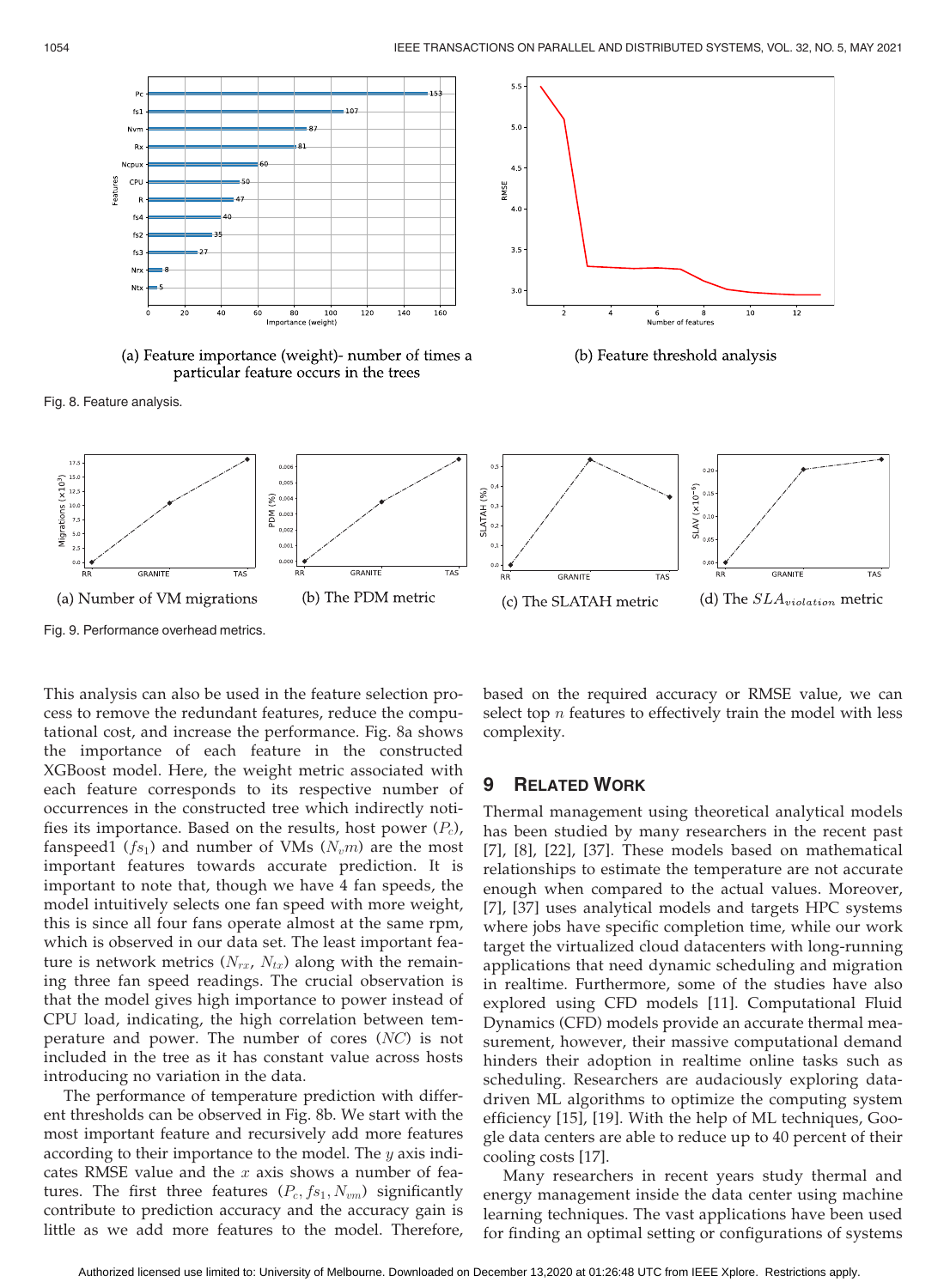(a) Feature importance (weight)- number of times a particular feature occurs in the trees

(b) Feature threshold analysis

Fig. 8. Feature analysis.

(a) Number of VM migrations

(b) The PDM metric

(c) The SLATAH metric

(d) The $SLA_{violation}$ metric

Fig. 9. Performance overhead metrics.

This analysis can also be used in the feature selection process to remove the redundant features, reduce the computational cost, and increase the performance. Fig. 8a shows the importance of each feature in the constructed XGBoost model. Here, the weight metric associated with each feature corresponds to its respective number of occurrences in the constructed tree which indirectly notifies its importance. Based on the results, host power ($P_c$), fanspeed1 ($fs_1$) and number of VMs ($N_vm$) are the most important features towards accurate prediction. It is important to note that, though we have 4 fan speeds, the model intuitively selects one fan speed with more weight, this is since all four fans operate almost at the same rpm, which is observed in our data set. The least important feature is network metrics ($N_{rx}$, $N_{tx}$) along with the remaining three fan speed readings. The crucial observation is that the model gives high importance to power instead of CPU load, indicating, the high correlation between temperature and power. The number of cores ($NC$) is not included in the tree as it has constant value across hosts introducing no variation in the data.

The performance of temperature prediction with different thresholds can be observed in Fig. 8b. We start with the most important feature and recursively add more features according to their importance to the model. The $y$ axis indicates RMSE value and the $x$ axis shows a number of features. The first three features ($P_c, fs_1, N_{vm}$) significantly contribute to prediction accuracy and the accuracy gain is little as we add more features to the model. Therefore, based on the required accuracy or RMSE value, we can select top $n$ features to effectively train the model with less complexity.

## 9 Related Work

Thermal management using theoretical analytical models has been studied by many researchers in the recent past [7], [8], [22], [37]. These models based on mathematical relationships to estimate the temperature are not accurate enough when compared to the actual values. Moreover, [7], [37] uses analytical models and targets HPC systems where jobs have specific completion time, while our work target the virtualized cloud datacenters with long-running applications that need dynamic scheduling and migration in realtime. Furthermore, some of the studies have also explored using CFD models [11]. Computational Fluid Dynamics (CFD) models provide an accurate thermal measurement, however, their massive computational demand hinders their adoption in realtime online tasks such as scheduling. Researchers are audaciously exploring data-driven ML algorithms to optimize the computing system efficiency [15], [19]. With the help of ML techniques, Google data centers are able to reduce up to 40 percent of their cooling costs [17].

Many researchers in recent years study thermal and energy management inside the data center using machine learning techniques. The vast applications have been used for finding an optimal setting or configurations of systems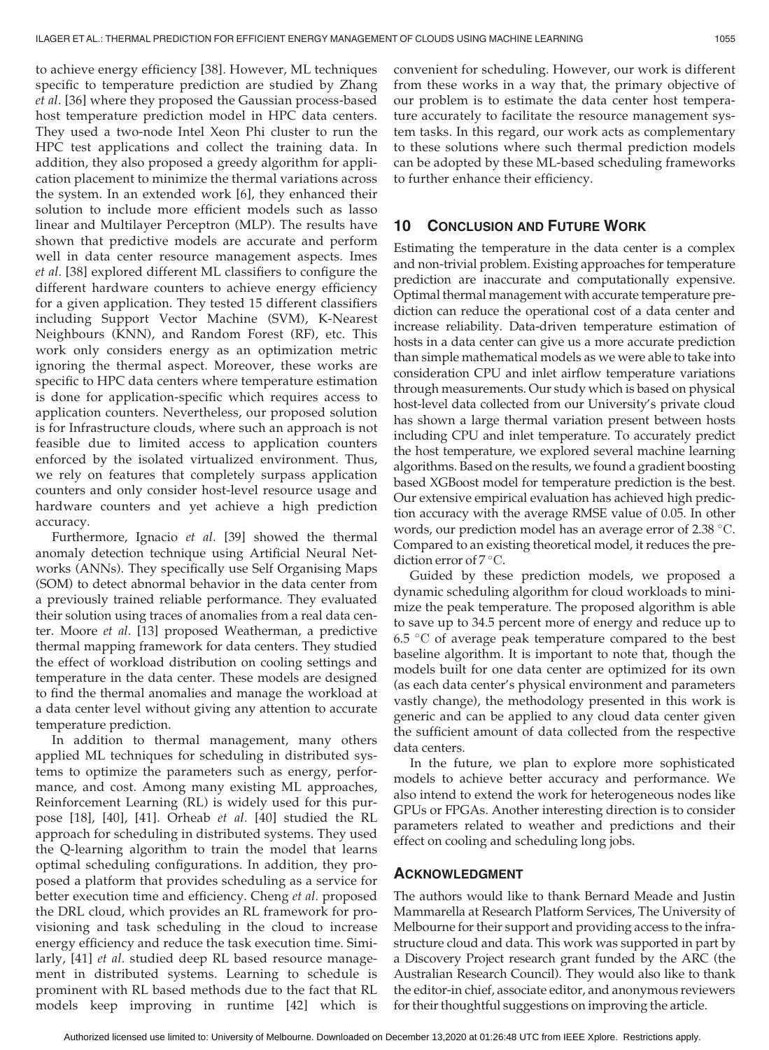to achieve energy efficiency [38]. However, ML techniques specific to temperature prediction are studied by Zhang *et al.* [36] where they proposed the Gaussian process-based host temperature prediction model in HPC data centers. They used a two-node Intel Xeon Phi cluster to run the HPC test applications and collect the training data. In addition, they also proposed a greedy algorithm for application placement to minimize the thermal variations across the system. In an extended work [6], they enhanced their solution to include more efficient models such as lasso linear and Multilayer Perceptron (MLP). The results have shown that predictive models are accurate and perform well in data center resource management aspects. Imes *et al.* [38] explored different ML classifiers to configure the different hardware counters to achieve energy efficiency for a given application. They tested 15 different classifiers including Support Vector Machine (SVM), K-Nearest Neighbours (KNN), and Random Forest (RF), etc. This work only considers energy as an optimization metric ignoring the thermal aspect. Moreover, these works are specific to HPC data centers where temperature estimation is done for application-specific which requires access to application counters. Nevertheless, our proposed solution is for Infrastructure clouds, where such an approach is not feasible due to limited access to application counters enforced by the isolated virtualized environment. Thus, we rely on features that completely surpass application counters and only consider host-level resource usage and hardware counters and yet achieve a high prediction accuracy.

Furthermore, Ignacio *et al.* [39] showed the thermal anomaly detection technique using Artificial Neural Networks (ANNs). They specifically use Self Organising Maps (SOM) to detect abnormal behavior in the data center from a previously trained reliable performance. They evaluated their solution using traces of anomalies from a real data center. Moore *et al.* [13] proposed Weatherman, a predictive thermal mapping framework for data centers. They studied the effect of workload distribution on cooling settings and temperature in the data center. These models are designed to find the thermal anomalies and manage the workload at a data center level without giving any attention to accurate temperature prediction.

In addition to thermal management, many others applied ML techniques for scheduling in distributed systems to optimize the parameters such as energy, performance, and cost. Among many existing ML approaches, Reinforcement Learning (RL) is widely used for this purpose [18], [40], [41]. Orheab *et al.* [40] studied the RL approach for scheduling in distributed systems. They used the Q-learning algorithm to train the model that learns optimal scheduling configurations. In addition, they proposed a platform that provides scheduling as a service for better execution time and efficiency. Cheng *et al.* proposed the DRL cloud, which provides an RL framework for provisioning and task scheduling in the cloud to increase energy efficiency and reduce the task execution time. Similarly, [41] *et al.* studied deep RL based resource management in distributed systems. Learning to schedule is prominent with RL based methods due to the fact that RL models keep improving in runtime [42] which is convenient for scheduling. However, our work is different from these works in a way that, the primary objective of our problem is to estimate the data center host temperature accurately to facilitate the resource management system tasks. In this regard, our work acts as complementary to these solutions where such thermal prediction models can be adopted by these ML-based scheduling frameworks to further enhance their efficiency.

## 10 Conclusion and Future Work

Estimating the temperature in the data center is a complex and non-trivial problem. Existing approaches for temperature prediction are inaccurate and computationally expensive. Optimal thermal management with accurate temperature prediction can reduce the operational cost of a data center and increase reliability. Data-driven temperature estimation of hosts in a data center can give us a more accurate prediction than simple mathematical models as we were able to take into consideration CPU and inlet airflow temperature variations through measurements. Our study which is based on physical host-level data collected from our University's private cloud has shown a large thermal variation present between hosts including CPU and inlet temperature. To accurately predict the host temperature, we explored several machine learning algorithms. Based on the results, we found a gradient boosting based XGBoost model for temperature prediction is the best. Our extensive empirical evaluation has achieved high prediction accuracy with the average RMSE value of 0.05. In other words, our prediction model has an average error of 2.38 $^{\circ}$C. Compared to an existing theoretical model, it reduces the prediction error of 7 $^{\circ}$C.

Guided by these prediction models, we proposed a dynamic scheduling algorithm for cloud workloads to minimize the peak temperature. The proposed algorithm is able to save up to 34.5 percent more of energy and reduce up to 6.5 $^{\circ}$C of average peak temperature compared to the best baseline algorithm. It is important to note that, though the models built for one data center are optimized for its own (as each data center's physical environment and parameters vastly change), the methodology presented in this work is generic and can be applied to any cloud data center given the sufficient amount of data collected from the respective data centers.

In the future, we plan to explore more sophisticated models to achieve better accuracy and performance. We also intend to extend the work for heterogeneous nodes like GPUs or FPGAs. Another interesting direction is to consider parameters related to weather and predictions and their effect on cooling and scheduling long jobs.

## Acknowledgment

The authors would like to thank Bernard Meade and Justin Mammarella at Research Platform Services, The University of Melbourne for their support and providing access to the infrastructure cloud and data. This work was supported in part by a Discovery Project research grant funded by the ARC (the Australian Research Council). They would also like to thank the editor-in chief, associate editor, and anonymous reviewers for their thoughtful suggestions on improving the article.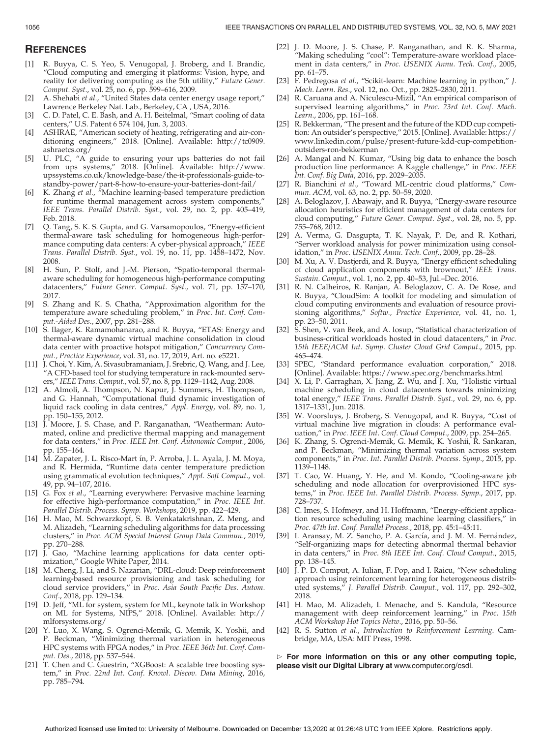## References

[1] R. Buyya, C. S. Yeo, S. Venugopal, J. Broberg, and I. Brandic, "Cloud computing and emerging it platforms: Vision, hype, and reality for delivering computing as the 5th utility," *Future Gener. Comput. Syst.*, vol. 25, no. 6, pp. 599–616, 2009.

[2] A. Shehabi *et al.*, "United States data center energy usage report," Lawrence Berkeley Nat. Lab., Berkeley, CA , USA, 2016.

[3] C. D. Patel, C. E. Bash, and A. H. Beitelmal, "Smart cooling of data centers," U.S. Patent 6 574 104, Jun. 3, 2003.

[4] ASHRAE, "American society of heating, refrigerating and air-conditioning engineers," 2018. [Online]. Available: http://tc0909.ashraetcs.org/

[5] U. PLC, "A guide to ensuring your ups batteries do not fail from ups systems," 2018. [Online]. Available: http://www.upssystems.co.uk/knowledge-base/the-it-professionals-guide-to-standby-power/part-8-how-to-ensure-your-batteries-dont-fail/

[6] K. Zhang *et al.*, "Machine learning-based temperature prediction for runtime thermal management across system components," *IEEE Trans. Parallel Distrib. Syst.*, vol. 29, no. 2, pp. 405–419, Feb. 2018.

[7] Q. Tang, S. K. S. Gupta, and G. Varsamopoulos, "Energy-efficient thermal-aware task scheduling for homogeneous high-performance computing data centers: A cyber-physical approach," *IEEE Trans. Parallel Distrib. Syst.*, vol. 19, no. 11, pp. 1458–1472, Nov. 2008.

[8] H. Sun, P. Stolf, and J.-M. Pierson, "Spatio-temporal thermal-aware scheduling for homogeneous high-performance computing datacenters," *Future Gener. Comput. Syst.*, vol. 71, pp. 157–170, 2017.

[9] S. Zhang and K. S. Chatha, "Approximation algorithm for the temperature aware scheduling problem," in *Proc. Int. Conf. Comput.-Aided Des.*, 2007, pp. 281–288.

[10] S. Ilager, K. Ramamohanarao, and R. Buyya, "ETAS: Energy and thermal-aware dynamic virtual machine consolidation in cloud data center with proactive hotspot mitigation," *Concurrency Comput., Practice Experience*, vol. 31, no. 17, 2019, Art. no. e5221.

[11] J. Choi, Y. Kim, A. Sivasubramaniam, J. Srebric, Q. Wang, and J. Lee, "A CFD-based tool for studying temperature in rack-mounted servers," *IEEE Trans. Comput.*, vol. 57, no. 8, pp. 1129–1142, Aug. 2008.

[12] A. Almoli, A. Thompson, N. Kapur, J. Summers, H. Thompson, and G. Hannah, "Computational fluid dynamic investigation of liquid rack cooling in data centres," *Appl. Energy*, vol. 89, no. 1, pp. 150–155, 2012.

[13] J. Moore, J. S. Chase, and P. Ranganathan, "Weatherman: Automated, online and predictive thermal mapping and management for data centers," in *Proc. IEEE Int. Conf. Autonomic Comput.*, 2006, pp. 155–164.

[14] M. Zapater, J. L. Risco-Mart ín, P. Arroba, J. L. Ayala, J. M. Moya, and R. Hermida, "Runtime data center temperature prediction using grammatical evolution techniques," *Appl. Soft Comput.*, vol. 49, pp. 94–107, 2016.

[15] G. Fox *et al.*, "Learning everywhere: Pervasive machine learning for effective high-performance computation," in *Proc. IEEE Int. Parallel Distrib. Process. Symp. Workshops*, 2019, pp. 422–429.

[16] H. Mao, M. Schwarzkopf, S. B. Venkatakrishnan, Z. Meng, and M. Alizadeh, "Learning scheduling algorithms for data processing clusters," in *Proc. ACM Special Interest Group Data Commun.*, 2019, pp. 270–288.

[17] J. Gao, "Machine learning applications for data center optimization," Google White Paper, 2014.

[18] M. Cheng, J. Li, and S. Nazarian, "DRL-cloud: Deep reinforcement learning-based resource provisioning and task scheduling for cloud service providers," in *Proc. Asia South Pacific Des. Autom. Conf.*, 2018, pp. 129–134.

[19] D. Jeff, "ML for system, system for ML, keynote talk in Workshop on ML for Systems, NIPS," 2018. [Online]. Available: http://mlforsystems.org/

[20] Y. Luo, X. Wang, S. Ogrenci-Memik, G. Memik, K. Yoshii, and P. Beckman, "Minimizing thermal variation in heterogeneous HPC systems with FPGA nodes," in *Proc. IEEE 36th Int. Conf. Comput. Des.*, 2018, pp. 537–544.

[21] T. Chen and C. Guestrin, "XGBoost: A scalable tree boosting system," in *Proc. 22nd Int. Conf. Knowl. Discov. Data Mining*, 2016, pp. 785–794.

[22] J. D. Moore, J. S. Chase, P. Ranganathan, and R. K. Sharma, "Making scheduling "cool": Temperature-aware workload placement in data centers," in *Proc. USENIX Annu. Tech. Conf.*, 2005, pp. 61–75.

[23] F. Pedregosa *et al.*, "Scikit-learn: Machine learning in python," *J. Mach. Learn. Res.*, vol. 12, no. Oct., pp. 2825–2830, 2011.

[24] R. Caruana and A. Niculescu-Mizil, "An empirical comparison of supervised learning algorithms," in *Proc. 23rd Int. Conf. Mach. Learn.*, 2006, pp. 161–168.

[25] R. Bekkerman, "The present and the future of the KDD cup competition: An outsider's perspective," 2015. [Online]. Available: https://www.linkedin.com/pulse/present-future-kdd-cup-competition-outsiders-ron-bekkerman

[26] A. Mangal and N. Kumar, "Using big data to enhance the bosch production line performance: A Kaggle challenge," in *Proc. IEEE Int. Conf. Big Data*, 2016, pp. 2029–2035.

[27] R. Bianchini *et al.*, "Toward ML-centric cloud platforms," *Commun. ACM*, vol. 63, no. 2, pp. 50–59, 2020.

[28] A. Beloglazov, J. Abawajy, and R. Buyya, "Energy-aware resource allocation heuristics for efficient management of data centers for cloud computing," *Future Gener. Comput. Syst.*, vol. 28, no. 5, pp. 755–768, 2012.

[29] A. Verma, G. Dasgupta, T. K. Nayak, P. De, and R. Kothari, "Server workload analysis for power minimization using consolidation," in *Proc. USENIX Annu. Tech. Conf.*, 2009, pp. 28–28.

[30] M. Xu, A. V. Dastjerdi, and R. Buyya, "Energy efficient scheduling of cloud application components with brownout," *IEEE Trans. Sustain. Comput.*, vol. 1, no. 2, pp. 40–53, Jul.–Dec. 2016.

[31] R. N. Calheiros, R. Ranjan, A. Beloglazov, C. A. De Rose, and R. Buyya, "CloudSim: A toolkit for modeling and simulation of cloud computing environments and evaluation of resource provisioning algorithms," *Softw., Practice Experience*, vol. 41, no. 1, pp. 23–50, 2011.

[32] S. Shen, V. van Beek, and A. Iosup, "Statistical characterization of business-critical workloads hosted in cloud datacenters," in *Proc. 15th IEEE/ACM Int. Symp. Cluster Cloud Grid Comput.*, 2015, pp. 465–474.

[33] SPEC, "Standard performance evaluation corporation," 2018. [Online]. Available: https://www.spec.org/benchmarks.html

[34] X. Li, P. Garraghan, X. Jiang, Z. Wu, and J. Xu, "Holistic virtual machine scheduling in cloud datacenters towards minimizing total energy," *IEEE Trans. Parallel Distrib. Syst.*, vol. 29, no. 6, pp. 1317–1331, Jun. 2018.

[35] W. Voorsluys, J. Broberg, S. Venugopal, and R. Buyya, "Cost of virtual machine live migration in clouds: A performance evaluation," in *Proc. IEEE Int. Conf. Cloud Comput.*, 2009, pp. 254–265.

[36] K. Zhang, S. Ogrenci-Memik, G. Memik, K. Yoshii, R. Sankaran, and P. Beckman, "Minimizing thermal variation across system components," in *Proc. Int. Parallel Distrib. Process. Symp.*, 2015, pp. 1139–1148.

[37] T. Cao, W. Huang, Y. He, and M. Kondo, "Cooling-aware job scheduling and node allocation for overprovisioned HPC systems," in *Proc. IEEE Int. Parallel Distrib. Process. Symp.*, 2017, pp. 728–737.

[38] C. Imes, S. Hofmeyr, and H. Hoffmann, "Energy-efficient application resource scheduling using machine learning classifiers," in *Proc. 47th Int. Conf. Parallel Process.*, 2018, pp. 45:1–45:11.

[39] I. Aransay, M. Z. Sancho, P. A. García, and J. M. M. Fernández, "Self-organizing maps for detecting abnormal thermal behavior in data centers," in *Proc. 8th IEEE Int. Conf. Cloud Comput.*, 2015, pp. 138–145.

[40] J. P. D. Comput, A. Iulian, F. Pop, and I. Raicu, "New scheduling approach using reinforcement learning for heterogeneous distributed systems," *J. Parallel Distrib. Comput.*, vol. 117, pp. 292–302, 2018.

[41] H. Mao, M. Alizadeh, I. Menache, and S. Kandula, "Resource management with deep reinforcement learning," in *Proc. 15th ACM Workshop Hot Topics Netw.*, 2016, pp. 50–56.

[42] R. S. Sutton *et al.*, *Introduction to Reinforcement Learning*. Cambridge, MA, USA: MIT Press, 1998.

▷ **For more information on this or any other computing topic, please visit our Digital Library at** www.computer.org/csdl.